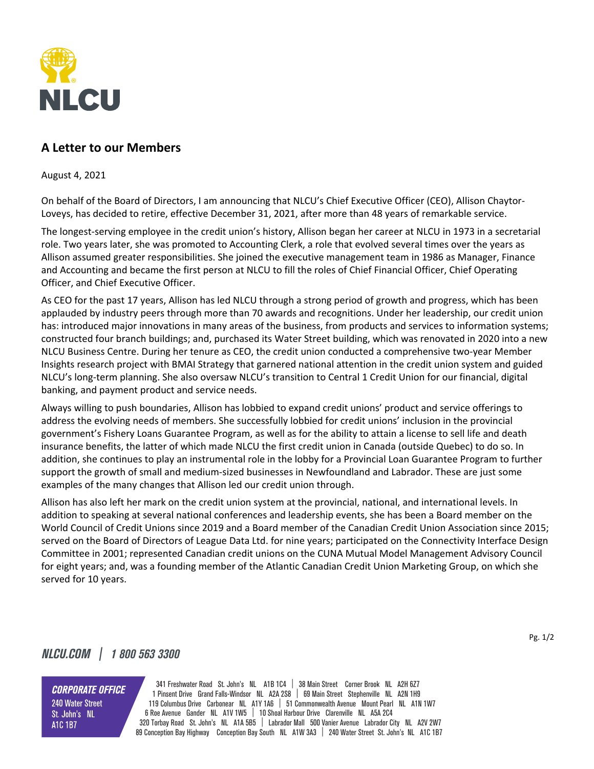NLCU

## A Letter to our Members

August 4, 2021

On behalf of the Board of Directors, I am announcing that NLCU's Chief Executive Officer (CEO), Allison Chaytor-Loveys, has decided to retire, effective December 31, 2021, after more than 48 years of remarkable service.

The longest-serving employee in the credit union's history, Allison began her career at NLCU in 1973 in a secretarial role. Two years later, she was promoted to Accounting Clerk, a role that evolved several times over the years as Allison assumed greater responsibilities. She joined the executive management team in 1986 as Manager, Finance and Accounting and became the first person at NLCU to fill the roles of Chief Financial Officer, Chief Operating Officer, and Chief Executive Officer.

As CEO for the past 17 years, Allison has led NLCU through a strong period of growth and progress, which has been applauded by industry peers through more than 70 awards and recognitions. Under her leadership, our credit union has: introduced major innovations in many areas of the business, from products and services to information systems; constructed four branch buildings; and, purchased its Water Street building, which was renovated in 2020 into a new NLCU Business Centre. During her tenure as CEO, the credit union conducted a comprehensive two-year Member Insights research project with BMAI Strategy that garnered national attention in the credit union system and guided NLCU's long-term planning. She also oversaw NLCU's transition to Central 1 Credit Union for our financial, digital banking, and payment product and service needs.

Always willing to push boundaries, Allison has lobbied to expand credit unions' product and service offerings to address the evolving needs of members. She successfully lobbied for credit unions' inclusion in the provincial government's Fishery Loans Guarantee Program, as well as for the ability to attain a license to sell life and death insurance benefits, the latter of which made NLCU the first credit union in Canada (outside Quebec) to do so. In addition, she continues to play an instrumental role in the lobby for a Provincial Loan Guarantee Program to further support the growth of small and medium-sized businesses in Newfoundland and Labrador. These are just some examples of the many changes that Allison led our credit union through.

Allison has also left her mark on the credit union system at the provincial, national, and international levels. In addition to speaking at several national conferences and leadership events, she has been a Board member on the World Council of Credit Unions since 2019 and a Board member of the Canadian Credit Union Association since 2015; served on the Board of Directors of League Data Ltd. for nine years; participated on the Connectivity Interface Design Committee in 2001; represented Canadian credit unions on the CUNA Mutual Model Management Advisory Council for eight years; and, was a founding member of the Atlantic Canadian Credit Union Marketing Group, on which she served for 10 years.

NLCU.COM | 1 800 563 3300

**CORPORATE OFFICE**
240 Water Street
St. John's NL
A1C 1B7

341 Freshwater Road St. John's NL A1B 1C4 | 38 Main Street Corner Brook NL A2H 6Z7
1 Pinsent Drive Grand Falls-Windsor NL A2A 2S8 | 69 Main Street Stephenville NL A2N 1H9
119 Columbus Drive Carbonear NL A1Y 1A6 | 51 Commonwealth Avenue Mount Pearl NL A1N 1W7
6 Roe Avenue Gander NL A1V 1W5 | 10 Shoal Harbour Drive Clarenville NL A5A 2C4
320 Torbay Road St. John's NL A1A 5B5 | Labrador Mall 500 Vanier Avenue Labrador City NL A2V 2W7
89 Conception Bay Highway Conception Bay South NL A1W 3A3 | 240 Water Street St. John's NL A1C 1B7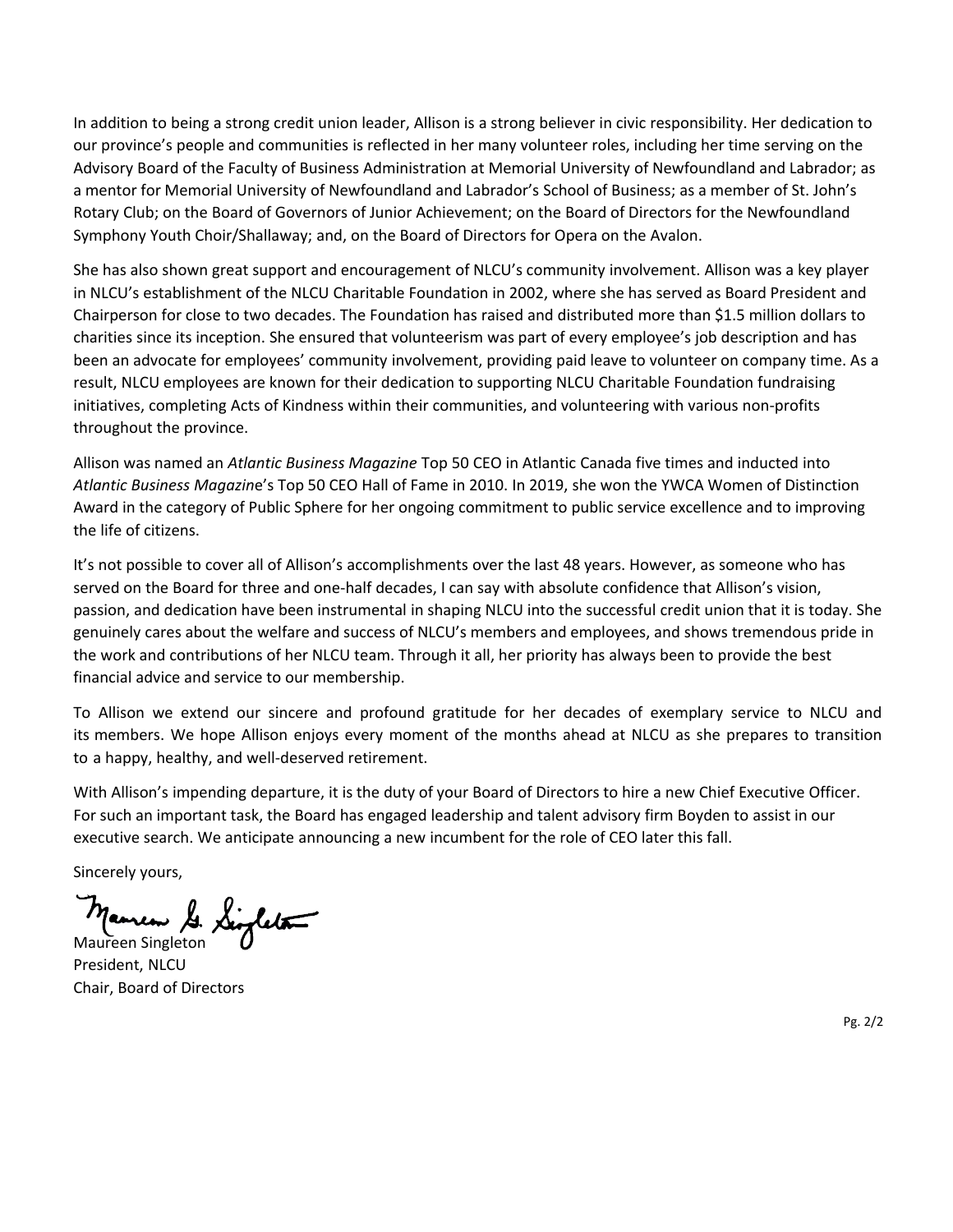In addition to being a strong credit union leader, Allison is a strong believer in civic responsibility. Her dedication to our province's people and communities is reflected in her many volunteer roles, including her time serving on the Advisory Board of the Faculty of Business Administration at Memorial University of Newfoundland and Labrador; as a mentor for Memorial University of Newfoundland and Labrador's School of Business; as a member of St. John's Rotary Club; on the Board of Governors of Junior Achievement; on the Board of Directors for the Newfoundland Symphony Youth Choir/Shallaway; and, on the Board of Directors for Opera on the Avalon.

She has also shown great support and encouragement of NLCU's community involvement. Allison was a key player in NLCU's establishment of the NLCU Charitable Foundation in 2002, where she has served as Board President and Chairperson for close to two decades. The Foundation has raised and distributed more than $1.5 million dollars to charities since its inception. She ensured that volunteerism was part of every employee's job description and has been an advocate for employees' community involvement, providing paid leave to volunteer on company time. As a result, NLCU employees are known for their dedication to supporting NLCU Charitable Foundation fundraising initiatives, completing Acts of Kindness within their communities, and volunteering with various non-profits throughout the province.

Allison was named an *Atlantic Business Magazine* Top 50 CEO in Atlantic Canada five times and inducted into *Atlantic Business Magazine*'s Top 50 CEO Hall of Fame in 2010. In 2019, she won the YWCA Women of Distinction Award in the category of Public Sphere for her ongoing commitment to public service excellence and to improving the life of citizens.

It's not possible to cover all of Allison's accomplishments over the last 48 years. However, as someone who has served on the Board for three and one-half decades, I can say with absolute confidence that Allison's vision, passion, and dedication have been instrumental in shaping NLCU into the successful credit union that it is today. She genuinely cares about the welfare and success of NLCU's members and employees, and shows tremendous pride in the work and contributions of her NLCU team. Through it all, her priority has always been to provide the best financial advice and service to our membership.

To Allison we extend our sincere and profound gratitude for her decades of exemplary service to NLCU and its members. We hope Allison enjoys every moment of the months ahead at NLCU as she prepares to transition to a happy, healthy, and well-deserved retirement.

With Allison's impending departure, it is the duty of your Board of Directors to hire a new Chief Executive Officer. For such an important task, the Board has engaged leadership and talent advisory firm Boyden to assist in our executive search. We anticipate announcing a new incumbent for the role of CEO later this fall.

Sincerely yours,

Maureen Singleton  
President, NLCU  
Chair, Board of Directors